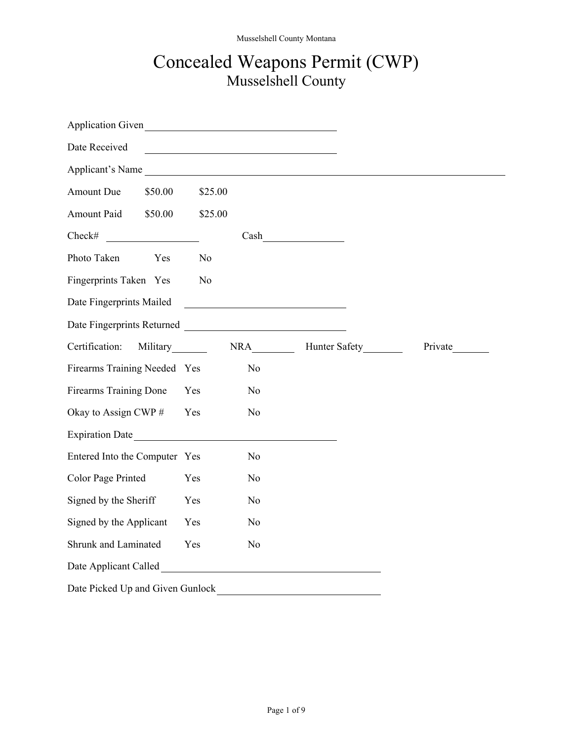# Concealed Weapons Permit (CWP)

## Musselshell County

Application Given \_\_\_\_\_\_\_\_\_\_\_\_\_\_\_\_\_\_\_\_\_\_\_\_\_\_\_\_\_\_\_\_\_\_

Date Received \_\_\_\_\_\_\_\_\_\_\_\_\_\_\_\_\_\_\_\_\_\_\_\_\_\_\_\_\_\_\_\_\_\_

Applicant's Name \_\_\_\_\_\_\_\_\_\_\_\_\_\_\_\_\_\_\_\_\_\_\_\_\_\_\_\_\_\_\_\_\_\_\_\_\_\_\_\_\_\_\_\_\_\_\_\_\_\_\_\_\_\_\_\_\_\_\_\_\_\_

Amount Due    $50.00    $25.00

Amount Paid    $50.00    $25.00

Check# \_\_\_\_\_\_\_\_\_\_\_\_\_\_\_\_    Cash \_\_\_\_\_\_\_\_\_\_\_\_\_\_

Photo Taken    Yes    No

Fingerprints Taken    Yes    No

Date Fingerprints Mailed \_\_\_\_\_\_\_\_\_\_\_\_\_\_\_\_\_\_\_\_\_\_\_\_\_\_\_\_

Date Fingerprints Returned \_\_\_\_\_\_\_\_\_\_\_\_\_\_\_\_\_\_\_\_\_\_\_\_\_\_\_\_

Certification:    Military \_\_\_\_\_\_    NRA \_\_\_\_\_\_\_    Hunter Safety \_\_\_\_\_\_\_    Private \_\_\_\_\_\_

Firearms Training Needed    Yes    No

Firearms Training Done    Yes    No

Okay to Assign CWP #    Yes    No

Expiration Date \_\_\_\_\_\_\_\_\_\_\_\_\_\_\_\_\_\_\_\_\_\_\_\_\_\_\_\_\_\_\_\_\_\_\_\_

Entered Into the Computer    Yes    No

Color Page Printed    Yes    No

Signed by the Sheriff    Yes    No

Signed by the Applicant    Yes    No

Shrunk and Laminated    Yes    No

Date Applicant Called \_\_\_\_\_\_\_\_\_\_\_\_\_\_\_\_\_\_\_\_\_\_\_\_\_\_\_\_\_\_\_\_\_\_\_\_\_\_\_\_

Date Picked Up and Given Gunlock \_\_\_\_\_\_\_\_\_\_\_\_\_\_\_\_\_\_\_\_\_\_\_\_\_\_\_\_\_\_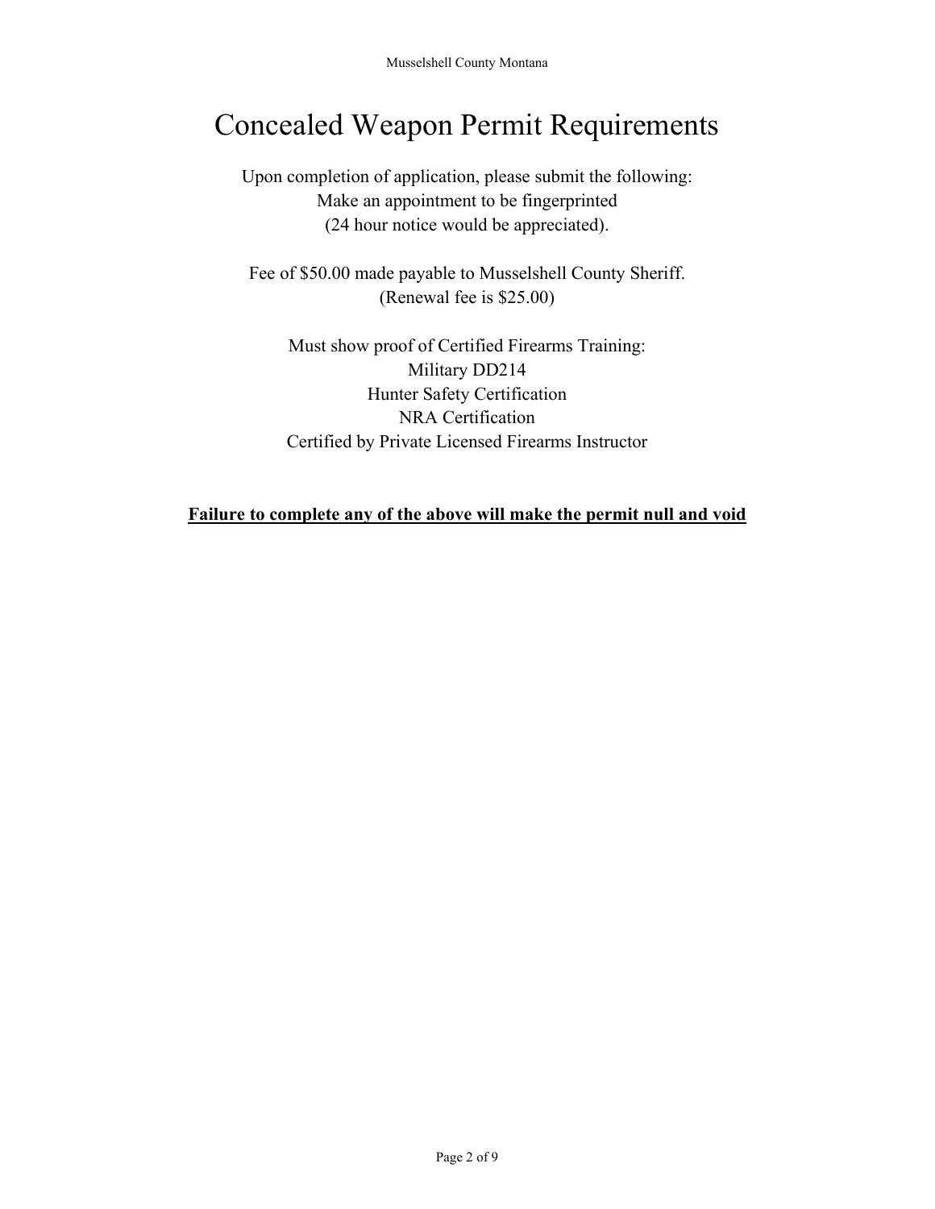# Concealed Weapon Permit Requirements

Upon completion of application, please submit the following:
Make an appointment to be fingerprinted
(24 hour notice would be appreciated).

Fee of $50.00 made payable to Musselshell County Sheriff.
(Renewal fee is $25.00)

Must show proof of Certified Firearms Training:
Military DD214
Hunter Safety Certification
NRA Certification
Certified by Private Licensed Firearms Instructor

**<u>Failure to complete any of the above will make the permit null and void</u>**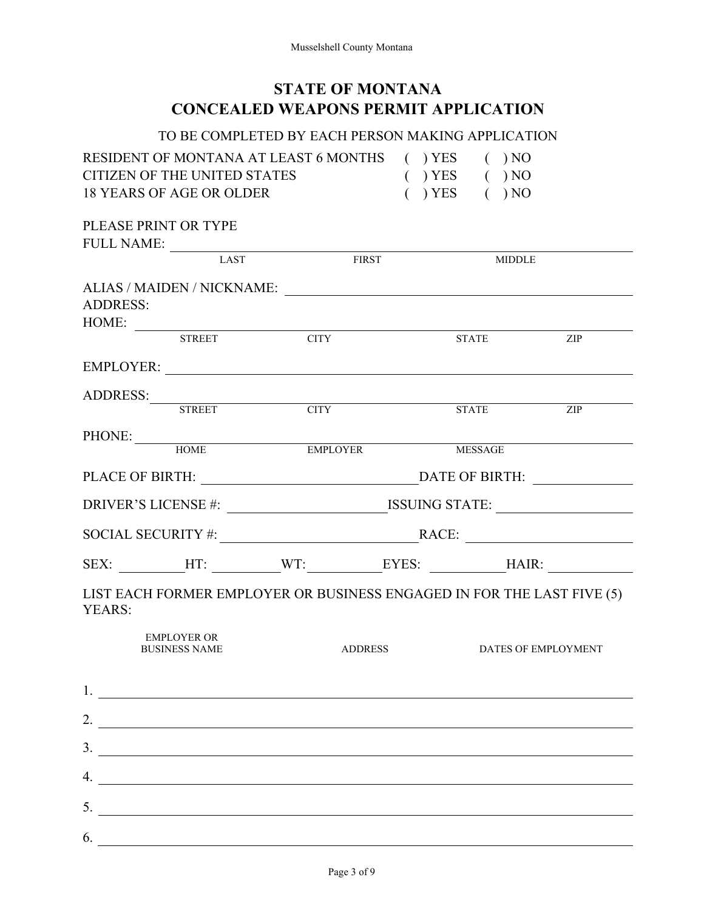Musselshell County Montana

# STATE OF MONTANA
# CONCEALED WEAPONS PERMIT APPLICATION

TO BE COMPLETED BY EACH PERSON MAKING APPLICATION

RESIDENT OF MONTANA AT LEAST 6 MONTHS ( ) YES ( ) NO
CITIZEN OF THE UNITED STATES ( ) YES ( ) NO
18 YEARS OF AGE OR OLDER ( ) YES ( ) NO

PLEASE PRINT OR TYPE

FULL NAME: ______________________________________________
LAST FIRST MIDDLE

ALIAS / MAIDEN / NICKNAME: ______________________________________________

ADDRESS:

HOME: ______________________________________________
STREET CITY STATE ZIP

EMPLOYER: ______________________________________________

ADDRESS: ______________________________________________
STREET CITY STATE ZIP

PHONE: ______________________________________________
HOME EMPLOYER MESSAGE

PLACE OF BIRTH: ______________________ DATE OF BIRTH: ______________

DRIVER'S LICENSE #: ______________________ ISSUING STATE: ______________

SOCIAL SECURITY #: ______________________ RACE: ______________

SEX: __________ HT: __________ WT: __________ EYES: __________ HAIR: __________

LIST EACH FORMER EMPLOYER OR BUSINESS ENGAGED IN FOR THE LAST FIVE (5) YEARS:

| EMPLOYER OR BUSINESS NAME | ADDRESS | DATES OF EMPLOYMENT |
|---|---|---|
| 1. | | |
| 2. | | |
| 3. | | |
| 4. | | |
| 5. | | |
| 6. | | |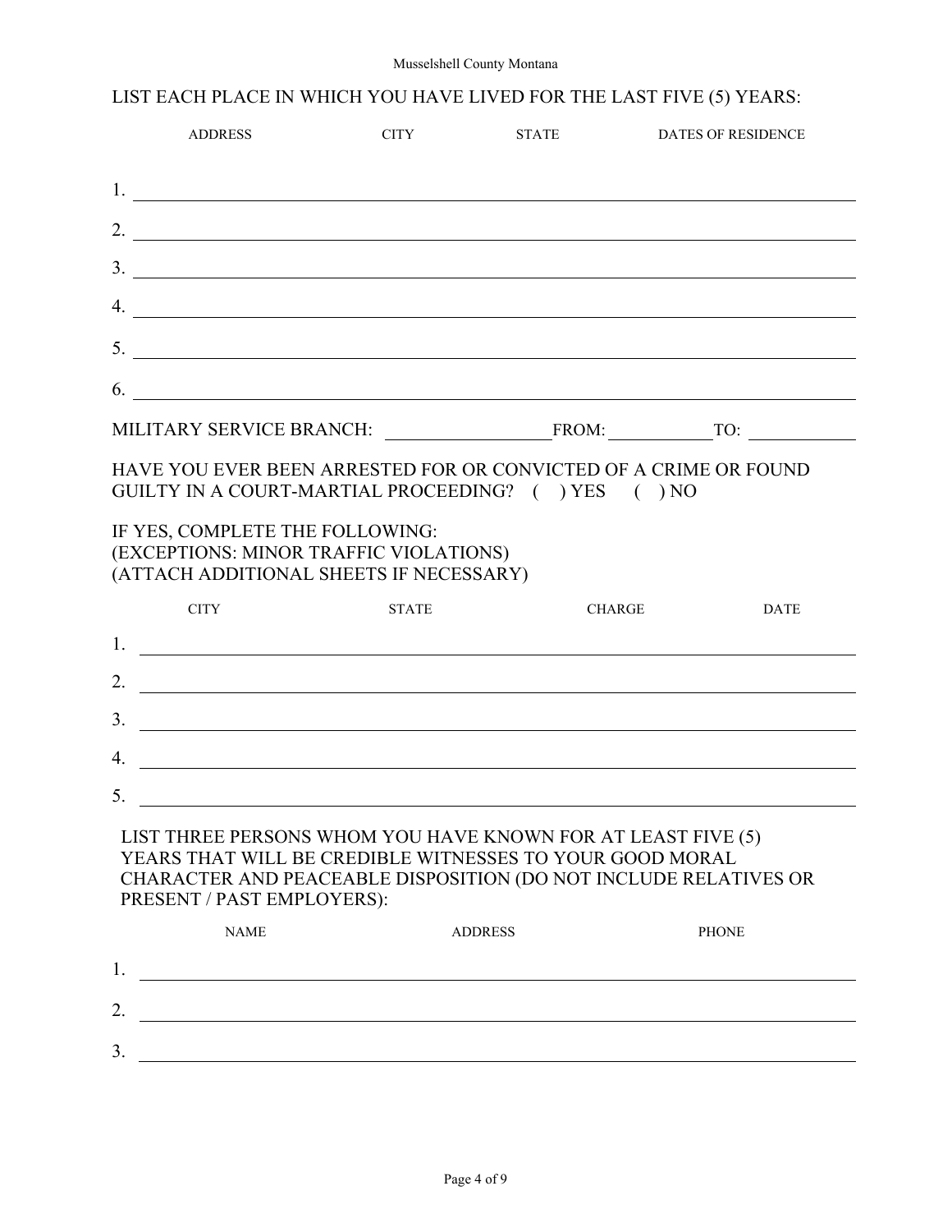LIST EACH PLACE IN WHICH YOU HAVE LIVED FOR THE LAST FIVE (5) YEARS:

| ADDRESS | CITY | STATE | DATES OF RESIDENCE |
|---|---|---|---|
| 1. | | | |
| 2. | | | |
| 3. | | | |
| 4. | | | |
| 5. | | | |
| 6. | | | |

MILITARY SERVICE BRANCH: ____________________ FROM: ____________ TO: ____________

HAVE YOU EVER BEEN ARRESTED FOR OR CONVICTED OF A CRIME OR FOUND GUILTY IN A COURT-MARTIAL PROCEEDING? ( ) YES ( ) NO

IF YES, COMPLETE THE FOLLOWING:
(EXCEPTIONS: MINOR TRAFFIC VIOLATIONS)
(ATTACH ADDITIONAL SHEETS IF NECESSARY)

| CITY | STATE | CHARGE | DATE |
|---|---|---|---|
| 1. | | | |
| 2. | | | |
| 3. | | | |
| 4. | | | |
| 5. | | | |

LIST THREE PERSONS WHOM YOU HAVE KNOWN FOR AT LEAST FIVE (5) YEARS THAT WILL BE CREDIBLE WITNESSES TO YOUR GOOD MORAL CHARACTER AND PEACEABLE DISPOSITION (DO NOT INCLUDE RELATIVES OR PRESENT / PAST EMPLOYERS):

| NAME | ADDRESS | PHONE |
|---|---|---|
| 1. | | |
| 2. | | |
| 3. | | |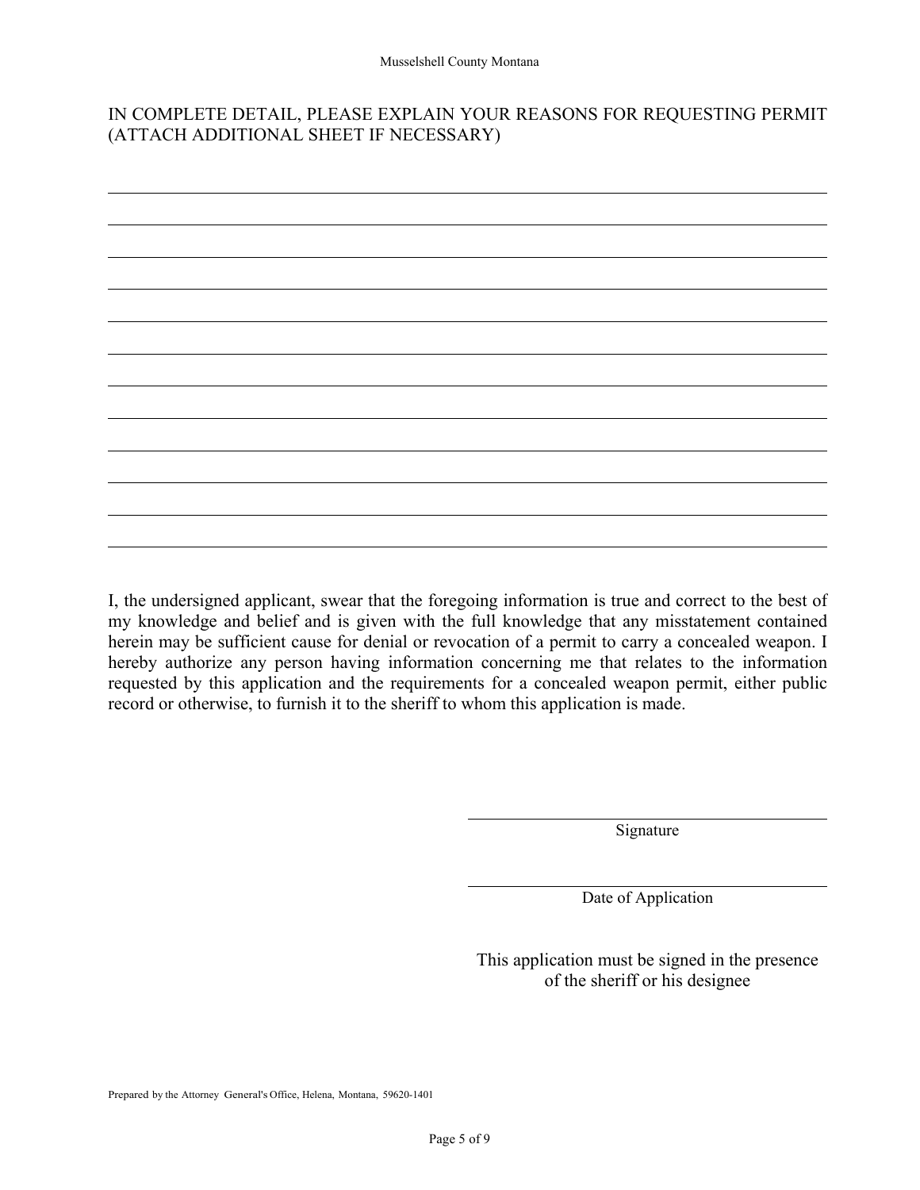IN COMPLETE DETAIL, PLEASE EXPLAIN YOUR REASONS FOR REQUESTING PERMIT (ATTACH ADDITIONAL SHEET IF NECESSARY)

\_\_\_\_\_\_\_\_\_\_\_\_\_\_\_\_\_\_\_\_\_\_\_\_\_\_\_\_\_\_\_\_\_\_\_\_\_\_\_\_\_\_\_\_\_\_\_\_\_\_\_\_\_\_\_\_\_\_\_\_\_\_\_\_\_\_\_\_\_\_\_\_\_\_\_\_

\_\_\_\_\_\_\_\_\_\_\_\_\_\_\_\_\_\_\_\_\_\_\_\_\_\_\_\_\_\_\_\_\_\_\_\_\_\_\_\_\_\_\_\_\_\_\_\_\_\_\_\_\_\_\_\_\_\_\_\_\_\_\_\_\_\_\_\_\_\_\_\_\_\_\_\_

\_\_\_\_\_\_\_\_\_\_\_\_\_\_\_\_\_\_\_\_\_\_\_\_\_\_\_\_\_\_\_\_\_\_\_\_\_\_\_\_\_\_\_\_\_\_\_\_\_\_\_\_\_\_\_\_\_\_\_\_\_\_\_\_\_\_\_\_\_\_\_\_\_\_\_\_

\_\_\_\_\_\_\_\_\_\_\_\_\_\_\_\_\_\_\_\_\_\_\_\_\_\_\_\_\_\_\_\_\_\_\_\_\_\_\_\_\_\_\_\_\_\_\_\_\_\_\_\_\_\_\_\_\_\_\_\_\_\_\_\_\_\_\_\_\_\_\_\_\_\_\_\_

\_\_\_\_\_\_\_\_\_\_\_\_\_\_\_\_\_\_\_\_\_\_\_\_\_\_\_\_\_\_\_\_\_\_\_\_\_\_\_\_\_\_\_\_\_\_\_\_\_\_\_\_\_\_\_\_\_\_\_\_\_\_\_\_\_\_\_\_\_\_\_\_\_\_\_\_

\_\_\_\_\_\_\_\_\_\_\_\_\_\_\_\_\_\_\_\_\_\_\_\_\_\_\_\_\_\_\_\_\_\_\_\_\_\_\_\_\_\_\_\_\_\_\_\_\_\_\_\_\_\_\_\_\_\_\_\_\_\_\_\_\_\_\_\_\_\_\_\_\_\_\_\_

\_\_\_\_\_\_\_\_\_\_\_\_\_\_\_\_\_\_\_\_\_\_\_\_\_\_\_\_\_\_\_\_\_\_\_\_\_\_\_\_\_\_\_\_\_\_\_\_\_\_\_\_\_\_\_\_\_\_\_\_\_\_\_\_\_\_\_\_\_\_\_\_\_\_\_\_

\_\_\_\_\_\_\_\_\_\_\_\_\_\_\_\_\_\_\_\_\_\_\_\_\_\_\_\_\_\_\_\_\_\_\_\_\_\_\_\_\_\_\_\_\_\_\_\_\_\_\_\_\_\_\_\_\_\_\_\_\_\_\_\_\_\_\_\_\_\_\_\_\_\_\_\_

\_\_\_\_\_\_\_\_\_\_\_\_\_\_\_\_\_\_\_\_\_\_\_\_\_\_\_\_\_\_\_\_\_\_\_\_\_\_\_\_\_\_\_\_\_\_\_\_\_\_\_\_\_\_\_\_\_\_\_\_\_\_\_\_\_\_\_\_\_\_\_\_\_\_\_\_

\_\_\_\_\_\_\_\_\_\_\_\_\_\_\_\_\_\_\_\_\_\_\_\_\_\_\_\_\_\_\_\_\_\_\_\_\_\_\_\_\_\_\_\_\_\_\_\_\_\_\_\_\_\_\_\_\_\_\_\_\_\_\_\_\_\_\_\_\_\_\_\_\_\_\_\_

\_\_\_\_\_\_\_\_\_\_\_\_\_\_\_\_\_\_\_\_\_\_\_\_\_\_\_\_\_\_\_\_\_\_\_\_\_\_\_\_\_\_\_\_\_\_\_\_\_\_\_\_\_\_\_\_\_\_\_\_\_\_\_\_\_\_\_\_\_\_\_\_\_\_\_\_

\_\_\_\_\_\_\_\_\_\_\_\_\_\_\_\_\_\_\_\_\_\_\_\_\_\_\_\_\_\_\_\_\_\_\_\_\_\_\_\_\_\_\_\_\_\_\_\_\_\_\_\_\_\_\_\_\_\_\_\_\_\_\_\_\_\_\_\_\_\_\_\_\_\_\_\_

I, the undersigned applicant, swear that the foregoing information is true and correct to the best of my knowledge and belief and is given with the full knowledge that any misstatement contained herein may be sufficient cause for denial or revocation of a permit to carry a concealed weapon. I hereby authorize any person having information concerning me that relates to the information requested by this application and the requirements for a concealed weapon permit, either public record or otherwise, to furnish it to the sheriff to whom this application is made.

\_\_\_\_\_\_\_\_\_\_\_\_\_\_\_\_\_\_\_\_\_\_\_\_\_\_\_\_\_\_\_\_\_\_\_\_\_\_\_\_

Signature

\_\_\_\_\_\_\_\_\_\_\_\_\_\_\_\_\_\_\_\_\_\_\_\_\_\_\_\_\_\_\_\_\_\_\_\_\_\_\_\_

Date of Application

This application must be signed in the presence of the sheriff or his designee

Prepared by the Attorney General's Office, Helena, Montana, 59620-1401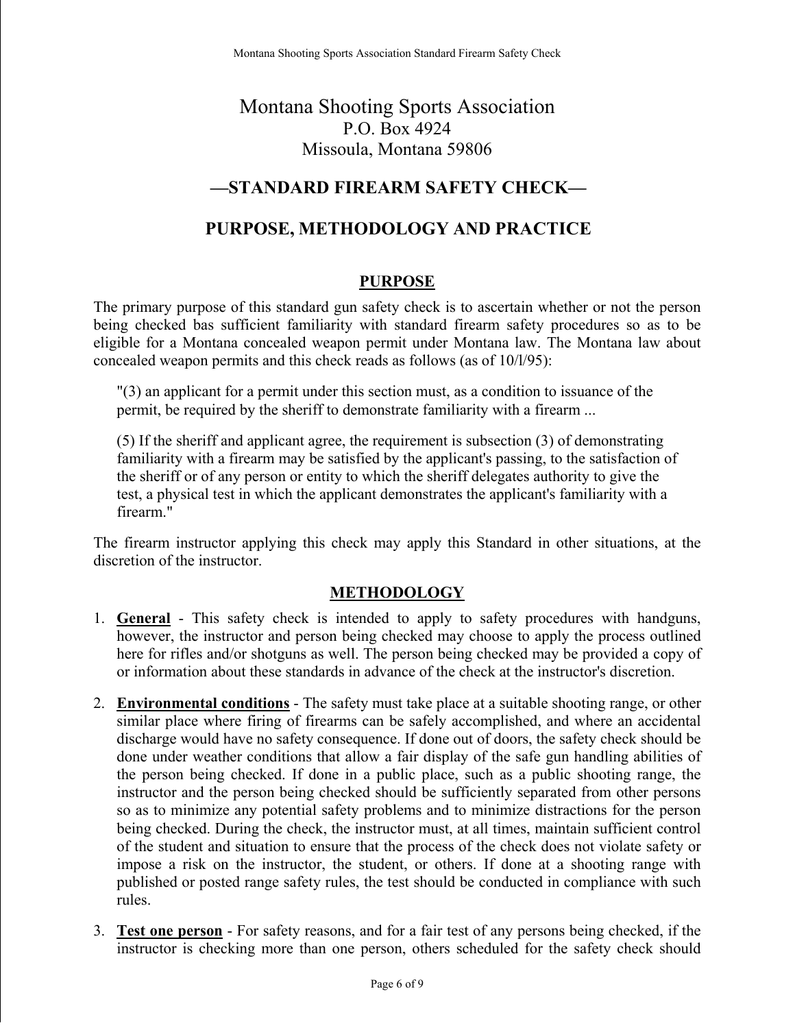# Montana Shooting Sports Association
P.O. Box 4924
Missoula, Montana 59806

## —STANDARD FIREARM SAFETY CHECK—

## PURPOSE, METHODOLOGY AND PRACTICE

### PURPOSE

The primary purpose of this standard gun safety check is to ascertain whether or not the person being checked bas sufficient familiarity with standard firearm safety procedures so as to be eligible for a Montana concealed weapon permit under Montana law. The Montana law about concealed weapon permits and this check reads as follows (as of 10/l/95):

> "(3) an applicant for a permit under this section must, as a condition to issuance of the permit, be required by the sheriff to demonstrate familiarity with a firearm ...
>
> (5) If the sheriff and applicant agree, the requirement is subsection (3) of demonstrating familiarity with a firearm may be satisfied by the applicant's passing, to the satisfaction of the sheriff or of any person or entity to which the sheriff delegates authority to give the test, a physical test in which the applicant demonstrates the applicant's familiarity with a firearm."

The firearm instructor applying this check may apply this Standard in other situations, at the discretion of the instructor.

### METHODOLOGY

1. **General** - This safety check is intended to apply to safety procedures with handguns, however, the instructor and person being checked may choose to apply the process outlined here for rifles and/or shotguns as well. The person being checked may be provided a copy of or information about these standards in advance of the check at the instructor's discretion.

2. **Environmental conditions** - The safety must take place at a suitable shooting range, or other similar place where firing of firearms can be safely accomplished, and where an accidental discharge would have no safety consequence. If done out of doors, the safety check should be done under weather conditions that allow a fair display of the safe gun handling abilities of the person being checked. If done in a public place, such as a public shooting range, the instructor and the person being checked should be sufficiently separated from other persons so as to minimize any potential safety problems and to minimize distractions for the person being checked. During the check, the instructor must, at all times, maintain sufficient control of the student and situation to ensure that the process of the check does not violate safety or impose a risk on the instructor, the student, or others. If done at a shooting range with published or posted range safety rules, the test should be conducted in compliance with such rules.

3. **Test one person** - For safety reasons, and for a fair test of any persons being checked, if the instructor is checking more than one person, others scheduled for the safety check should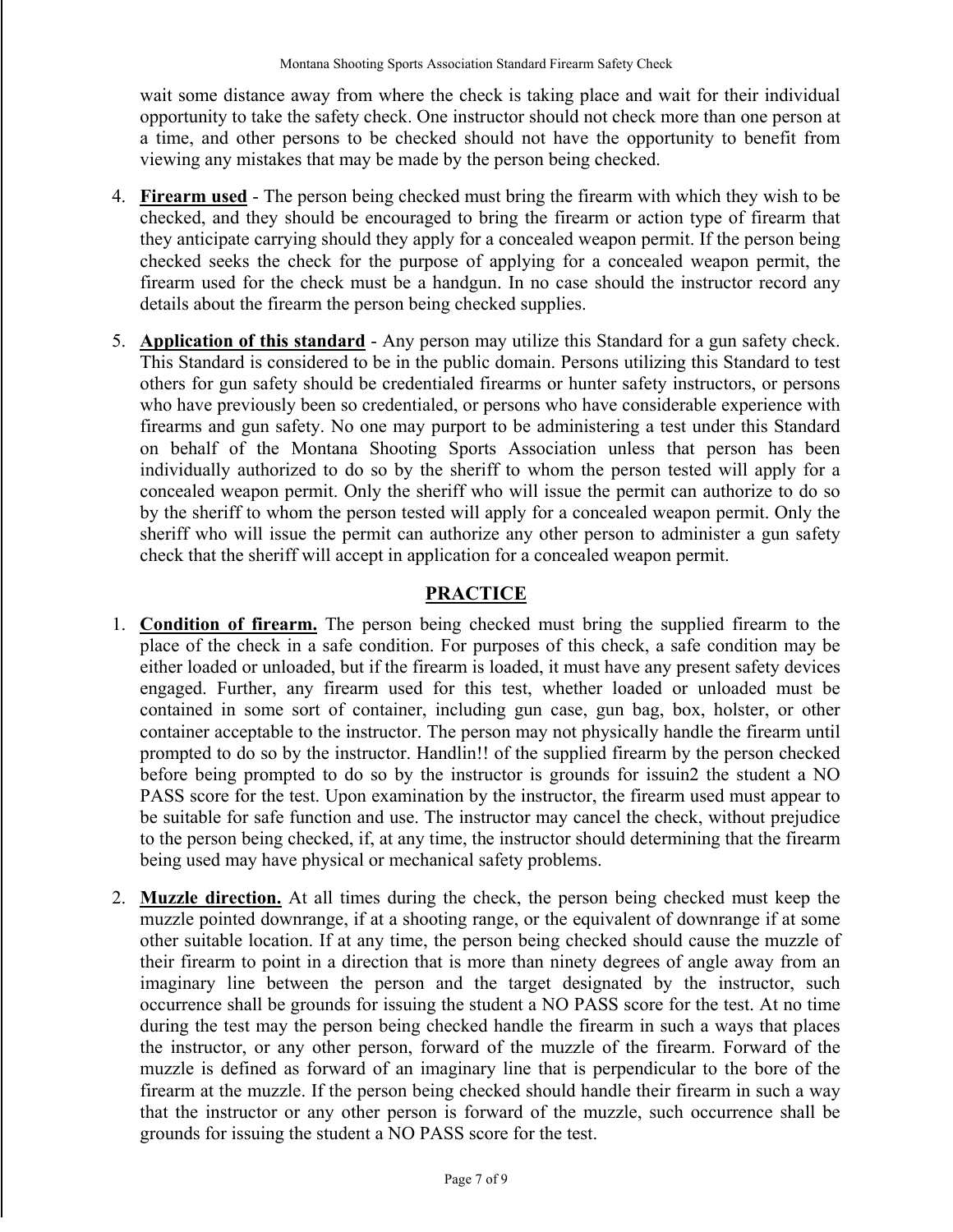wait some distance away from where the check is taking place and wait for their individual opportunity to take the safety check. One instructor should not check more than one person at a time, and other persons to be checked should not have the opportunity to benefit from viewing any mistakes that may be made by the person being checked.

4. **Firearm used** - The person being checked must bring the firearm with which they wish to be checked, and they should be encouraged to bring the firearm or action type of firearm that they anticipate carrying should they apply for a concealed weapon permit. If the person being checked seeks the check for the purpose of applying for a concealed weapon permit, the firearm used for the check must be a handgun. In no case should the instructor record any details about the firearm the person being checked supplies.

5. **Application of this standard** - Any person may utilize this Standard for a gun safety check. This Standard is considered to be in the public domain. Persons utilizing this Standard to test others for gun safety should be credentialed firearms or hunter safety instructors, or persons who have previously been so credentialed, or persons who have considerable experience with firearms and gun safety. No one may purport to be administering a test under this Standard on behalf of the Montana Shooting Sports Association unless that person has been individually authorized to do so by the sheriff to whom the person tested will apply for a concealed weapon permit. Only the sheriff who will issue the permit can authorize to do so by the sheriff to whom the person tested will apply for a concealed weapon permit. Only the sheriff who will issue the permit can authorize any other person to administer a gun safety check that the sheriff will accept in application for a concealed weapon permit.

## PRACTICE

1. **Condition of firearm.** The person being checked must bring the supplied firearm to the place of the check in a safe condition. For purposes of this check, a safe condition may be either loaded or unloaded, but if the firearm is loaded, it must have any present safety devices engaged. Further, any firearm used for this test, whether loaded or unloaded must be contained in some sort of container, including gun case, gun bag, box, holster, or other container acceptable to the instructor. The person may not physically handle the firearm until prompted to do so by the instructor. Handlin!! of the supplied firearm by the person checked before being prompted to do so by the instructor is grounds for issuin2 the student a NO PASS score for the test. Upon examination by the instructor, the firearm used must appear to be suitable for safe function and use. The instructor may cancel the check, without prejudice to the person being checked, if, at any time, the instructor should determining that the firearm being used may have physical or mechanical safety problems.

2. **Muzzle direction.** At all times during the check, the person being checked must keep the muzzle pointed downrange, if at a shooting range, or the equivalent of downrange if at some other suitable location. If at any time, the person being checked should cause the muzzle of their firearm to point in a direction that is more than ninety degrees of angle away from an imaginary line between the person and the target designated by the instructor, such occurrence shall be grounds for issuing the student a NO PASS score for the test. At no time during the test may the person being checked handle the firearm in such a ways that places the instructor, or any other person, forward of the muzzle of the firearm. Forward of the muzzle is defined as forward of an imaginary line that is perpendicular to the bore of the firearm at the muzzle. If the person being checked should handle their firearm in such a way that the instructor or any other person is forward of the muzzle, such occurrence shall be grounds for issuing the student a NO PASS score for the test.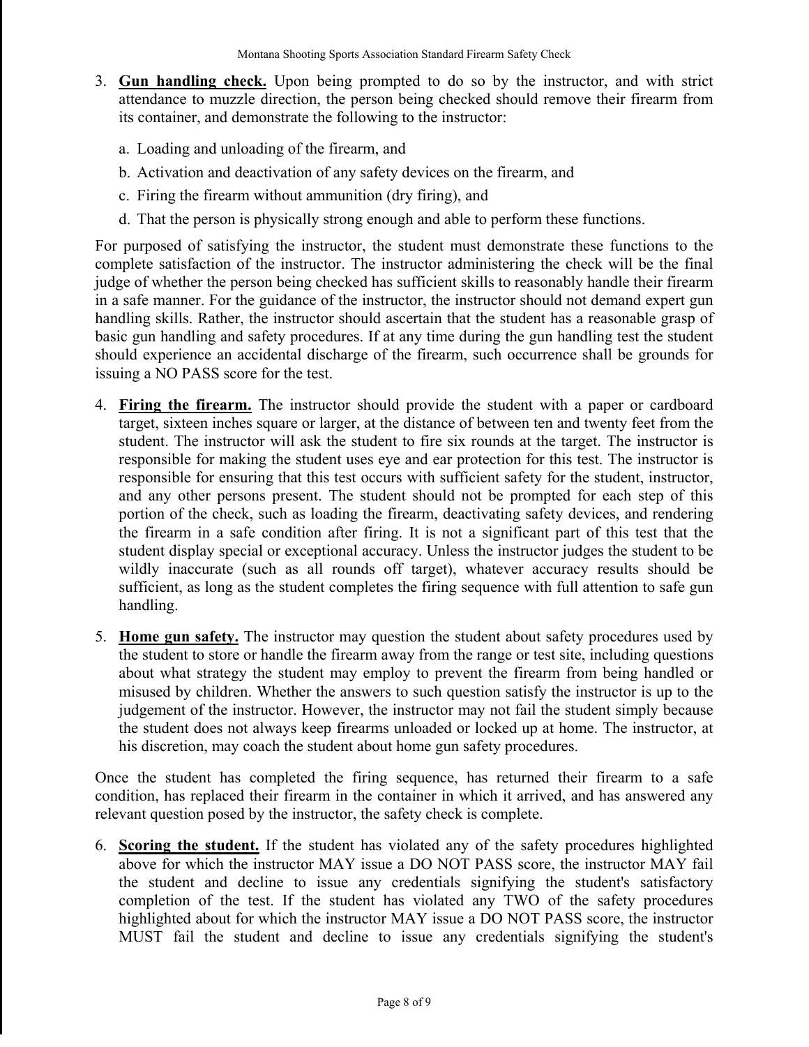3. **Gun handling check.** Upon being prompted to do so by the instructor, and with strict attendance to muzzle direction, the person being checked should remove their firearm from its container, and demonstrate the following to the instructor:

   a. Loading and unloading of the firearm, and

   b. Activation and deactivation of any safety devices on the firearm, and

   c. Firing the firearm without ammunition (dry firing), and

   d. That the person is physically strong enough and able to perform these functions.

For purposed of satisfying the instructor, the student must demonstrate these functions to the complete satisfaction of the instructor. The instructor administering the check will be the final judge of whether the person being checked has sufficient skills to reasonably handle their firearm in a safe manner. For the guidance of the instructor, the instructor should not demand expert gun handling skills. Rather, the instructor should ascertain that the student has a reasonable grasp of basic gun handling and safety procedures. If at any time during the gun handling test the student should experience an accidental discharge of the firearm, such occurrence shall be grounds for issuing a NO PASS score for the test.

4. **Firing the firearm.** The instructor should provide the student with a paper or cardboard target, sixteen inches square or larger, at the distance of between ten and twenty feet from the student. The instructor will ask the student to fire six rounds at the target. The instructor is responsible for making the student uses eye and ear protection for this test. The instructor is responsible for ensuring that this test occurs with sufficient safety for the student, instructor, and any other persons present. The student should not be prompted for each step of this portion of the check, such as loading the firearm, deactivating safety devices, and rendering the firearm in a safe condition after firing. It is not a significant part of this test that the student display special or exceptional accuracy. Unless the instructor judges the student to be wildly inaccurate (such as all rounds off target), whatever accuracy results should be sufficient, as long as the student completes the firing sequence with full attention to safe gun handling.

5. **Home gun safety.** The instructor may question the student about safety procedures used by the student to store or handle the firearm away from the range or test site, including questions about what strategy the student may employ to prevent the firearm from being handled or misused by children. Whether the answers to such question satisfy the instructor is up to the judgement of the instructor. However, the instructor may not fail the student simply because the student does not always keep firearms unloaded or locked up at home. The instructor, at his discretion, may coach the student about home gun safety procedures.

Once the student has completed the firing sequence, has returned their firearm to a safe condition, has replaced their firearm in the container in which it arrived, and has answered any relevant question posed by the instructor, the safety check is complete.

6. **Scoring the student.** If the student has violated any of the safety procedures highlighted above for which the instructor MAY issue a DO NOT PASS score, the instructor MAY fail the student and decline to issue any credentials signifying the student's satisfactory completion of the test. If the student has violated any TWO of the safety procedures highlighted about for which the instructor MAY issue a DO NOT PASS score, the instructor MUST fail the student and decline to issue any credentials signifying the student's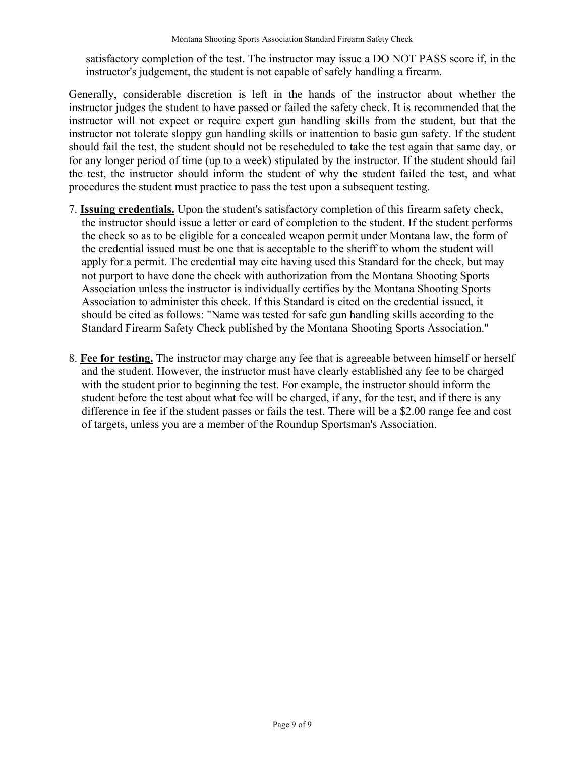satisfactory completion of the test. The instructor may issue a DO NOT PASS score if, in the instructor's judgement, the student is not capable of safely handling a firearm.

Generally, considerable discretion is left in the hands of the instructor about whether the instructor judges the student to have passed or failed the safety check. It is recommended that the instructor will not expect or require expert gun handling skills from the student, but that the instructor not tolerate sloppy gun handling skills or inattention to basic gun safety. If the student should fail the test, the student should not be rescheduled to take the test again that same day, or for any longer period of time (up to a week) stipulated by the instructor. If the student should fail the test, the instructor should inform the student of why the student failed the test, and what procedures the student must practice to pass the test upon a subsequent testing.

7. **Issuing credentials.** Upon the student's satisfactory completion of this firearm safety check, the instructor should issue a letter or card of completion to the student. If the student performs the check so as to be eligible for a concealed weapon permit under Montana law, the form of the credential issued must be one that is acceptable to the sheriff to whom the student will apply for a permit. The credential may cite having used this Standard for the check, but may not purport to have done the check with authorization from the Montana Shooting Sports Association unless the instructor is individually certifies by the Montana Shooting Sports Association to administer this check. If this Standard is cited on the credential issued, it should be cited as follows: "Name was tested for safe gun handling skills according to the Standard Firearm Safety Check published by the Montana Shooting Sports Association."

8. **Fee for testing.** The instructor may charge any fee that is agreeable between himself or herself and the student. However, the instructor must have clearly established any fee to be charged with the student prior to beginning the test. For example, the instructor should inform the student before the test about what fee will be charged, if any, for the test, and if there is any difference in fee if the student passes or fails the test. There will be a $2.00 range fee and cost of targets, unless you are a member of the Roundup Sportsman's Association.